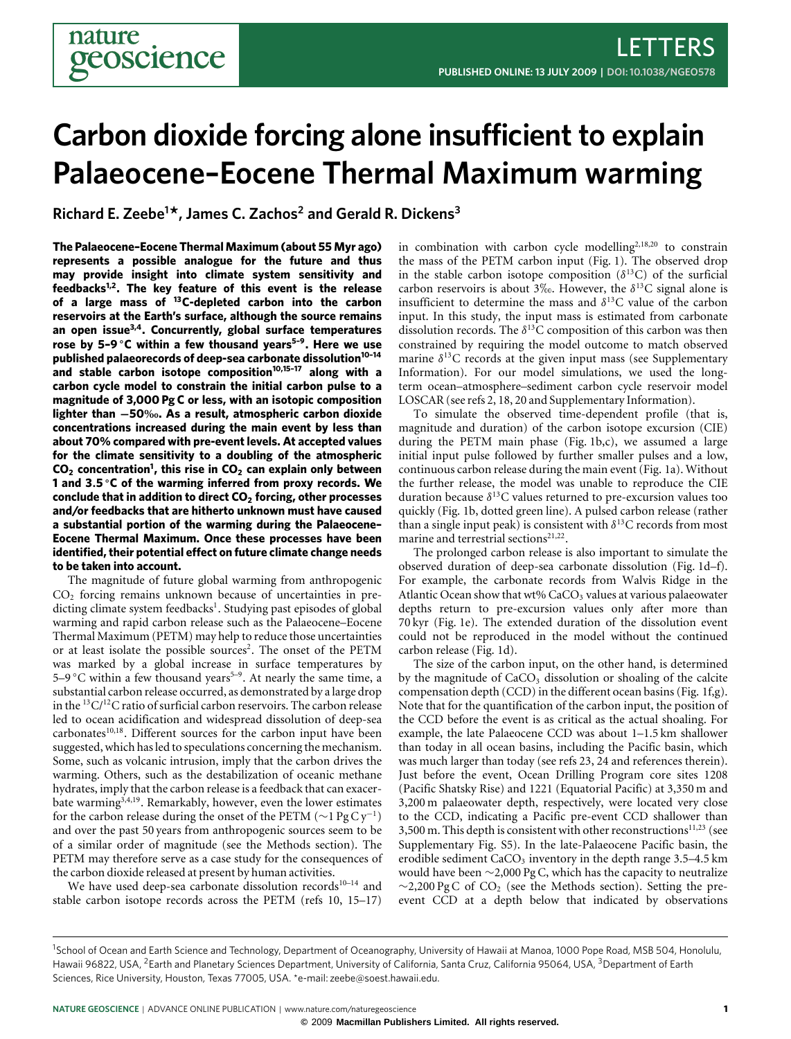# Carbon dioxide forcing alone insufficient to explain Palaeocene–Eocene Thermal Maximum warming

**Richard E. Zeebe[1]*, James C. Zachos[2] and Gerald R. Dickens[3]**

**The Palaeocene–Eocene Thermal Maximum (about 55 Myr ago) represents a possible analogue for the future and thus may provide insight into climate system sensitivity and feedbacks[1,2]. The key feature of this event is the release of a large mass of $^{13}$C-depleted carbon into the carbon reservoirs at the Earth's surface, although the source remains an open issue[3,4]. Concurrently, global surface temperatures rose by 5–9 °C within a few thousand years[5–9]. Here we use published palaeorecords of deep-sea carbonate dissolution[10–14] and stable carbon isotope composition[10,15–17] along with a carbon cycle model to constrain the initial carbon pulse to a magnitude of 3,000 Pg C or less, with an isotopic composition lighter than −50‰. As a result, atmospheric carbon dioxide concentrations increased during the main event by less than about 70% compared with pre-event levels. At accepted values for the climate sensitivity to a doubling of the atmospheric $CO_2$ concentration[1], this rise in $CO_2$ can explain only between 1 and 3.5 °C of the warming inferred from proxy records. We conclude that in addition to direct $CO_2$ forcing, other processes and/or feedbacks that are hitherto unknown must have caused a substantial portion of the warming during the Palaeocene–Eocene Thermal Maximum. Once these processes have been identified, their potential effect on future climate change needs to be taken into account.**

The magnitude of future global warming from anthropogenic $CO_2$ forcing remains unknown because of uncertainties in predicting climate system feedbacks[1]. Studying past episodes of global warming and rapid carbon release such as the Palaeocene–Eocene Thermal Maximum (PETM) may help to reduce those uncertainties or at least isolate the possible sources[2]. The onset of the PETM was marked by a global increase in surface temperatures by 5–9 °C within a few thousand years[5–9]. At nearly the same time, a substantial carbon release occurred, as demonstrated by a large drop in the $^{13}C/^{12}C$ ratio of surficial carbon reservoirs. The carbon release led to ocean acidification and widespread dissolution of deep-sea carbonates[10,18]. Different sources for the carbon input have been suggested, which has led to speculations concerning the mechanism. Some, such as volcanic intrusion, imply that the carbon drives the warming. Others, such as the destabilization of oceanic methane hydrates, imply that the carbon release is a feedback that can exacerbate warming[3,4,19]. Remarkably, however, even the lower estimates for the carbon release during the onset of the PETM (~1 Pg C $y^{-1}$) and over the past 50 years from anthropogenic sources seem to be of a similar order of magnitude (see the Methods section). The PETM may therefore serve as a case study for the consequences of the carbon dioxide released at present by human activities.

We have used deep-sea carbonate dissolution records[10–14] and stable carbon isotope records across the PETM (refs 10, 15–17) in combination with carbon cycle modelling[2,18,20] to constrain the mass of the PETM carbon input (Fig. 1). The observed drop in the stable carbon isotope composition ($\delta^{13}$C) of the surficial carbon reservoirs is about 3‰. However, the $\delta^{13}$C signal alone is insufficient to determine the mass and $\delta^{13}$C value of the carbon input. In this study, the input mass is estimated from carbonate dissolution records. The $\delta^{13}$C composition of this carbon was then constrained by requiring the model outcome to match observed marine $\delta^{13}$C records at the given input mass (see Supplementary Information). For our model simulations, we used the long-term ocean–atmosphere–sediment carbon cycle reservoir model LOSCAR (see refs 2, 18, 20 and Supplementary Information).

To simulate the observed time-dependent profile (that is, magnitude and duration) of the carbon isotope excursion (CIE) during the PETM main phase (Fig. 1b,c), we assumed a large initial input pulse followed by further smaller pulses and a low, continuous carbon release during the main event (Fig. 1a). Without the further release, the model was unable to reproduce the CIE duration because $\delta^{13}$C values returned to pre-excursion values too quickly (Fig. 1b, dotted green line). A pulsed carbon release (rather than a single input peak) is consistent with $\delta^{13}$C records from most marine and terrestrial sections[21,22].

The prolonged carbon release is also important to simulate the observed duration of deep-sea carbonate dissolution (Fig. 1d–f). For example, the carbonate records from Walvis Ridge in the Atlantic Ocean show that wt% $CaCO_3$ values at various palaeowater depths return to pre-excursion values only after more than 70 kyr (Fig. 1e). The extended duration of the dissolution event could not be reproduced in the model without the continued carbon release (Fig. 1d).

The size of the carbon input, on the other hand, is determined by the magnitude of $CaCO_3$ dissolution or shoaling of the calcite compensation depth (CCD) in the different ocean basins (Fig. 1f,g). Note that for the quantification of the carbon input, the position of the CCD before the event is as critical as the actual shoaling. For example, the late Palaeocene CCD was about 1–1.5 km shallower than today in all ocean basins, including the Pacific basin, which was much larger than today (see refs 23, 24 and references therein). Just before the event, Ocean Drilling Program core sites 1208 (Pacific Shatsky Rise) and 1221 (Equatorial Pacific) at 3,350 m and 3,200 m palaeowater depth, respectively, were located very close to the CCD, indicating a Pacific pre-event CCD shallower than 3,500 m. This depth is consistent with other reconstructions[11,23] (see Supplementary Fig. S5). In the late-Palaeocene Pacific basin, the erodible sediment $CaCO_3$ inventory in the depth range 3.5–4.5 km would have been ~2,000 Pg C, which has the capacity to neutralize ~2,200 Pg C of $CO_2$ (see the Methods section). Setting the pre-event CCD at a depth below that indicated by observations

[1]School of Ocean and Earth Science and Technology, Department of Oceanography, University of Hawaii at Manoa, 1000 Pope Road, MSB 504, Honolulu, Hawaii 96822, USA, [2]Earth and Planetary Sciences Department, University of California, Santa Cruz, California 95064, USA, [3]Department of Earth Sciences, Rice University, Houston, Texas 77005, USA. *e-mail: zeebe@soest.hawaii.edu.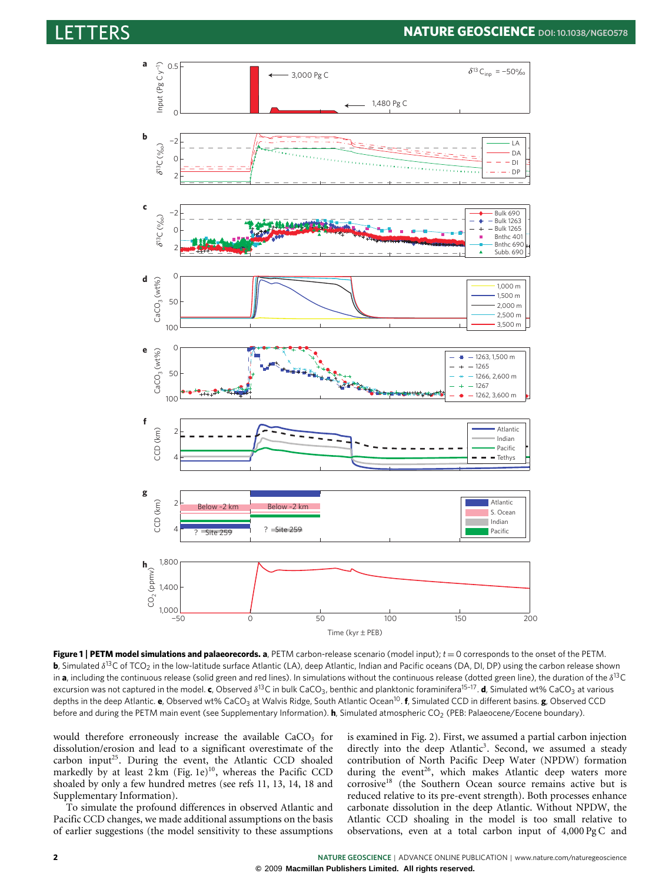**Figure 1 | PETM model simulations and palaeorecords. a**, PETM carbon-release scenario (model input); $t = 0$ corresponds to the onset of the PETM. **b**, Simulated $\delta^{13}C$ of $TCO_2$ in the low-latitude surface Atlantic (LA), deep Atlantic, Indian and Pacific oceans (DA, DI, DP) using the carbon release shown in **a**, including the continuous release (solid green and red lines). In simulations without the continuous release (dotted green line), the duration of the $\delta^{13}C$ excursion was not captured in the model. **c**, Observed $\delta^{13}C$ in bulk $CaCO_3$, benthic and planktonic foraminifera[15–17]. **d**, Simulated wt% $CaCO_3$ at various depths in the deep Atlantic. **e**, Observed wt% $CaCO_3$ at Walvis Ridge, South Atlantic Ocean[10]. **f**, Simulated CCD in different basins. **g**, Observed CCD before and during the PETM main event (see Supplementary Information). **h**, Simulated atmospheric $CO_2$ (PEB: Palaeocene/Eocene boundary).

would therefore erroneously increase the available $CaCO_3$ for dissolution/erosion and lead to a significant overestimate of the carbon input[25]. During the event, the Atlantic CCD shoaled markedly by at least 2 km (Fig. 1e)[10], whereas the Pacific CCD shoaled by only a few hundred metres (see refs 11, 13, 14, 18 and Supplementary Information).

To simulate the profound differences in observed Atlantic and Pacific CCD changes, we made additional assumptions on the basis of earlier suggestions (the model sensitivity to these assumptions is examined in Fig. 2). First, we assumed a partial carbon injection directly into the deep Atlantic[3]. Second, we assumed a steady contribution of North Pacific Deep Water (NPDW) formation during the event[26], which makes Atlantic deep waters more corrosive[18] (the Southern Ocean source remains active but is reduced relative to its pre-event strength). Both processes enhance carbonate dissolution in the deep Atlantic. Without NPDW, the Atlantic CCD shoaling in the model is too small relative to observations, even at a total carbon input of 4,000 Pg C and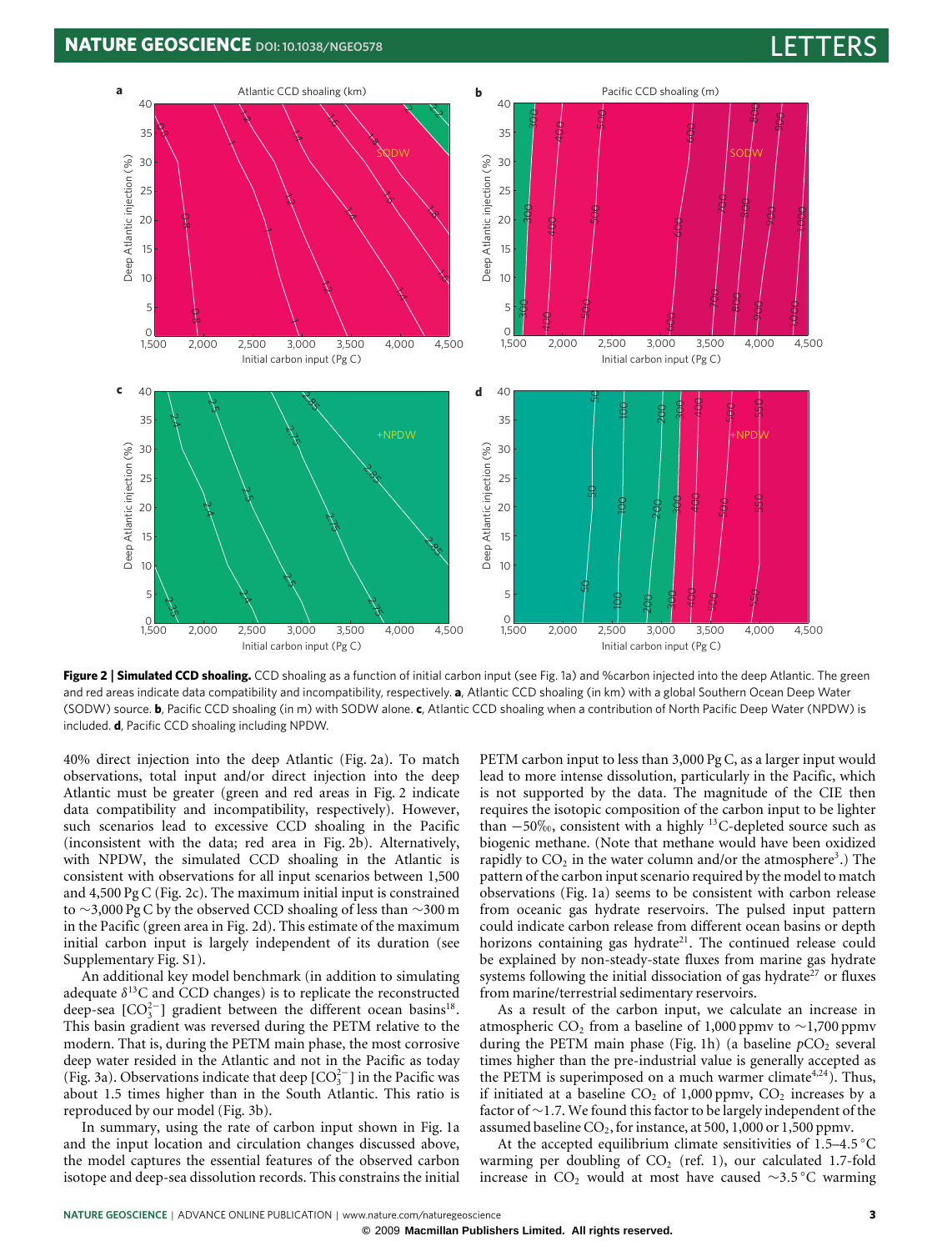**Figure 2 | Simulated CCD shoaling.** CCD shoaling as a function of initial carbon input (see Fig. 1a) and %carbon injected into the deep Atlantic. The green and red areas indicate data compatibility and incompatibility, respectively. **a**, Atlantic CCD shoaling (in km) with a global Southern Ocean Deep Water (SODW) source. **b**, Pacific CCD shoaling (in m) with SODW alone. **c**, Atlantic CCD shoaling when a contribution of North Pacific Deep Water (NPDW) is included. **d**, Pacific CCD shoaling including NPDW.

40% direct injection into the deep Atlantic (Fig. 2a). To match observations, total input and/or direct injection into the deep Atlantic must be greater (green and red areas in Fig. 2 indicate data compatibility and incompatibility, respectively). However, such scenarios lead to excessive CCD shoaling in the Pacific (inconsistent with the data; red area in Fig. 2b). Alternatively, with NPDW, the simulated CCD shoaling in the Atlantic is consistent with observations for all input scenarios between 1,500 and 4,500 Pg C (Fig. 2c). The maximum initial input is constrained to ∼3,000 Pg C by the observed CCD shoaling of less than ∼300 m in the Pacific (green area in Fig. 2d). This estimate of the maximum initial carbon input is largely independent of its duration (see Supplementary Fig. S1).

An additional key model benchmark (in addition to simulating adequate $\delta^{13}C$ and CCD changes) is to replicate the reconstructed deep-sea $[CO_3^{2-}]$ gradient between the different ocean basins[18]. This basin gradient was reversed during the PETM relative to the modern. That is, during the PETM main phase, the most corrosive deep water resided in the Atlantic and not in the Pacific as today (Fig. 3a). Observations indicate that deep $[CO_3^{2-}]$ in the Pacific was about 1.5 times higher than in the South Atlantic. This ratio is reproduced by our model (Fig. 3b).

In summary, using the rate of carbon input shown in Fig. 1a and the input location and circulation changes discussed above, the model captures the essential features of the observed carbon isotope and deep-sea dissolution records. This constrains the initial PETM carbon input to less than 3,000 Pg C, as a larger input would lead to more intense dissolution, particularly in the Pacific, which is not supported by the data. The magnitude of the CIE then requires the isotopic composition of the carbon input to be lighter than −50‰, consistent with a highly $^{13}C$-depleted source such as biogenic methane. (Note that methane would have been oxidized rapidly to $CO_2$ in the water column and/or the atmosphere[3].) The pattern of the carbon input scenario required by the model to match observations (Fig. 1a) seems to be consistent with carbon release from oceanic gas hydrate reservoirs. The pulsed input pattern could indicate carbon release from different ocean basins or depth horizons containing gas hydrate[21]. The continued release could be explained by non-steady-state fluxes from marine gas hydrate systems following the initial dissociation of gas hydrate[27] or fluxes from marine/terrestrial sedimentary reservoirs.

As a result of the carbon input, we calculate an increase in atmospheric $CO_2$ from a baseline of 1,000 ppmv to ∼1,700 ppmv during the PETM main phase (Fig. 1h) (a baseline $pCO_2$ several times higher than the pre-industrial value is generally accepted as the PETM is superimposed on a much warmer climate[4,24]). Thus, if initiated at a baseline $CO_2$ of 1,000 ppmv, $CO_2$ increases by a factor of ∼1.7. We found this factor to be largely independent of the assumed baseline $CO_2$, for instance, at 500, 1,000 or 1,500 ppmv.

At the accepted equilibrium climate sensitivities of 1.5–4.5 °C warming per doubling of $CO_2$ (ref. 1), our calculated 1.7-fold increase in $CO_2$ would at most have caused ∼3.5 °C warming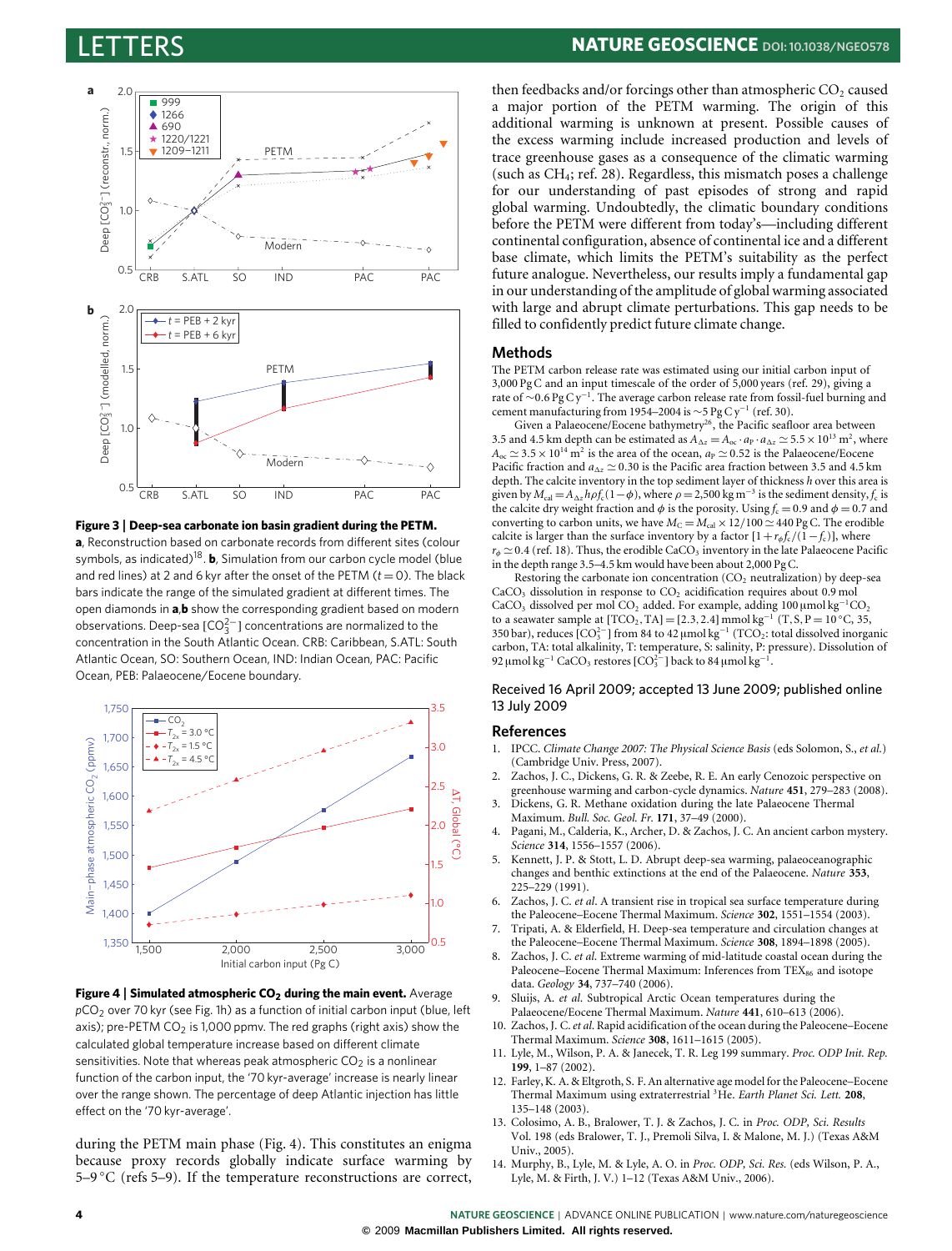**Figure 3 | Deep-sea carbonate ion basin gradient during the PETM.** **a**, Reconstruction based on carbonate records from different sites (colour symbols, as indicated)[18]. **b**, Simulation from our carbon cycle model (blue and red lines) at 2 and 6 kyr after the onset of the PETM ($t = 0$). The black bars indicate the range of the simulated gradient at different times. The open diamonds in **a**,**b** show the corresponding gradient based on modern observations. Deep-sea $[CO_3^{2-}]$ concentrations are normalized to the concentration in the South Atlantic Ocean. CRB: Caribbean, S.ATL: South Atlantic Ocean, SO: Southern Ocean, IND: Indian Ocean, PAC: Pacific Ocean, PEB: Palaeocene/Eocene boundary.

**Figure 4 | Simulated atmospheric $CO_2$ during the main event.** Average $pCO_2$ over 70 kyr (see Fig. 1h) as a function of initial carbon input (blue, left axis); pre-PETM $CO_2$ is 1,000 ppmv. The red graphs (right axis) show the calculated global temperature increase based on different climate sensitivities. Note that whereas peak atmospheric $CO_2$ is a nonlinear function of the carbon input, the '70 kyr-average' increase is nearly linear over the range shown. The percentage of deep Atlantic injection has little effect on the '70 kyr-average'.

during the PETM main phase (Fig. 4). This constitutes an enigma because proxy records globally indicate surface warming by 5–9 °C (refs 5–9). If the temperature reconstructions are correct, then feedbacks and/or forcings other than atmospheric $CO_2$ caused a major portion of the PETM warming. The origin of this additional warming is unknown at present. Possible causes of the excess warming include increased production and levels of trace greenhouse gases as a consequence of the climatic warming (such as $CH_4$; ref. 28). Regardless, this mismatch poses a challenge for our understanding of past episodes of strong and rapid global warming. Undoubtedly, the climatic boundary conditions before the PETM were different from today's—including different continental configuration, absence of continental ice and a different base climate, which limits the PETM's suitability as the perfect future analogue. Nevertheless, our results imply a fundamental gap in our understanding of the amplitude of global warming associated with large and abrupt climate perturbations. This gap needs to be filled to confidently predict future climate change.

## Methods

The PETM carbon release rate was estimated using our initial carbon input of 3,000 Pg C and an input timescale of the order of 5,000 years (ref. 29), giving a rate of ~0.6 Pg C y$^{-1}$. The average carbon release rate from fossil-fuel burning and cement manufacturing from 1954–2004 is ~5 Pg C y$^{-1}$ (ref. 30).

Given a Palaeocene/Eocene bathymetry[26], the Pacific seafloor area between 3.5 and 4.5 km depth can be estimated as $A_{\Delta z} = A_{oc} \cdot a_P \cdot a_{\Delta z} \simeq 5.5 \times 10^{13}$ m$^2$, where $A_{oc} \simeq 3.5 \times 10^{14}$ m$^2$ is the area of the ocean, $a_P \simeq 0.52$ is the Palaeocene/Eocene Pacific fraction and $a_{\Delta z} \simeq 0.30$ is the Pacific area fraction between 3.5 and 4.5 km depth. The calcite inventory in the top sediment layer of thickness $h$ over this area is given by $M_{cal} = A_{\Delta z} h \rho f_c (1 - \phi)$, where $\rho = 2{,}500$ kg m$^{-3}$ is the sediment density, $f_c$ is the calcite dry weight fraction and $\phi$ is the porosity. Using $f_c = 0.9$ and $\phi = 0.7$ and converting to carbon units, we have $M_C = M_{cal} \times 12/100 \simeq 440$ Pg C. The erodible calcite is larger than the surface inventory by a factor $[1 + r_\phi f_c/(1 - f_c)]$, where $r_\phi \simeq 0.4$ (ref. 18). Thus, the erodible $CaCO_3$ inventory in the late Palaeocene Pacific in the depth range 3.5–4.5 km would have been about 2,000 Pg C.

Restoring the carbonate ion concentration ($CO_2$ neutralization) by deep-sea $CaCO_3$ dissolution in response to $CO_2$ acidification requires about 0.9 mol $CaCO_3$ dissolved per mol $CO_2$ added. For example, adding 100 µmol kg$^{-1}$ $CO_2$ to a seawater sample at [$TCO_2$, TA] = [2.3, 2.4] mmol kg$^{-1}$ (T, S, P = 10 °C, 35, 350 bar), reduces $[CO_3^{2-}]$ from 84 to 42 µmol kg$^{-1}$ ($TCO_2$: total dissolved inorganic carbon, TA: total alkalinity, T: temperature, S: salinity, P: pressure). Dissolution of 92 µmol kg$^{-1}$ $CaCO_3$ restores $[CO_3^{2-}]$ back to 84 µmol kg$^{-1}$.

Received 16 April 2009; accepted 13 June 2009; published online 13 July 2009

## References

1. IPCC. *Climate Change 2007: The Physical Science Basis* (eds Solomon, S., *et al.*) (Cambridge Univ. Press, 2007).
2. Zachos, J. C., Dickens, G. R. & Zeebe, R. E. An early Cenozoic perspective on greenhouse warming and carbon-cycle dynamics. *Nature* **451**, 279–283 (2008).
3. Dickens, G. R. Methane oxidation during the late Palaeocene Thermal Maximum. *Bull. Soc. Geol. Fr.* **171**, 37–49 (2000).
4. Pagani, M., Calderia, K., Archer, D. & Zachos, J. C. An ancient carbon mystery. *Science* **314**, 1556–1557 (2006).
5. Kennett, J. P. & Stott, L. D. Abrupt deep-sea warming, palaeoceanographic changes and benthic extinctions at the end of the Palaeocene. *Nature* **353**, 225–229 (1991).
6. Zachos, J. C. *et al.* A transient rise in tropical sea surface temperature during the Paleocene–Eocene Thermal Maximum. *Science* **302**, 1551–1554 (2003).
7. Tripati, A. & Elderfield, H. Deep-sea temperature and circulation changes at the Paleocene–Eocene Thermal Maximum. *Science* **308**, 1894–1898 (2005).
8. Zachos, J. C. *et al.* Extreme warming of mid-latitude coastal ocean during the Paleocene–Eocene Thermal Maximum: Inferences from $TEX_{86}$ and isotope data. *Geology* **34**, 737–740 (2006).
9. Sluijs, A. *et al.* Subtropical Arctic Ocean temperatures during the Palaeocene/Eocene Thermal Maximum. *Nature* **441**, 610–613 (2006).
10. Zachos, J. C. *et al.* Rapid acidification of the ocean during the Paleocene–Eocene Thermal Maximum. *Science* **308**, 1611–1615 (2005).
11. Lyle, M., Wilson, P. A. & Janecek, T. R. Leg 199 summary. *Proc. ODP Init. Rep.* **199**, 1–87 (2002).
12. Farley, K. A. & Eltgroth, S. F. An alternative age model for the Paleocene–Eocene Thermal Maximum using extraterrestrial $^3$He. *Earth Planet Sci. Lett.* **208**, 135–148 (2003).
13. Colosimo, A. B., Bralower, T. J. & Zachos, J. C. in *Proc. ODP, Sci. Results* Vol. 198 (eds Bralower, T. J., Premoli Silva, I. & Malone, M. J.) (Texas A&M Univ., 2005).
14. Murphy, B., Lyle, M. & Lyle, A. O. in *Proc. ODP, Sci. Res.* (eds Wilson, P. A., Lyle, M. & Firth, J. V.) 1–12 (Texas A&M Univ., 2006).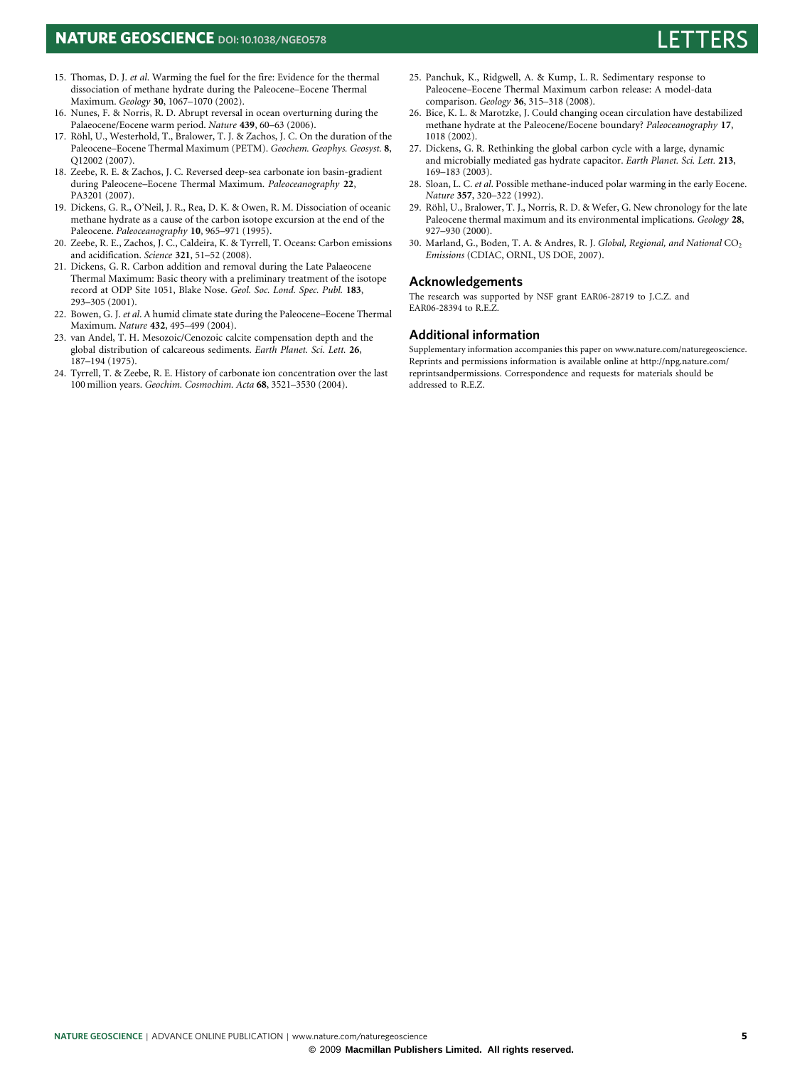15. Thomas, D. J. *et al*. Warming the fuel for the fire: Evidence for the thermal dissociation of methane hydrate during the Paleocene–Eocene Thermal Maximum. *Geology* **30**, 1067–1070 (2002).
16. Nunes, F. & Norris, R. D. Abrupt reversal in ocean overturning during the Palaeocene/Eocene warm period. *Nature* **439**, 60–63 (2006).
17. Röhl, U., Westerhold, T., Bralower, T. J. & Zachos, J. C. On the duration of the Paleocene–Eocene Thermal Maximum (PETM). *Geochem. Geophys. Geosyst.* **8**, Q12002 (2007).
18. Zeebe, R. E. & Zachos, J. C. Reversed deep-sea carbonate ion basin-gradient during Paleocene–Eocene Thermal Maximum. *Paleoceanography* **22**, PA3201 (2007).
19. Dickens, G. R., O'Neil, J. R., Rea, D. K. & Owen, R. M. Dissociation of oceanic methane hydrate as a cause of the carbon isotope excursion at the end of the Paleocene. *Paleoceanography* **10**, 965–971 (1995).
20. Zeebe, R. E., Zachos, J. C., Caldeira, K. & Tyrrell, T. Oceans: Carbon emissions and acidification. *Science* **321**, 51–52 (2008).
21. Dickens, G. R. Carbon addition and removal during the Late Palaeocene Thermal Maximum: Basic theory with a preliminary treatment of the isotope record at ODP Site 1051, Blake Nose. *Geol. Soc. Lond. Spec. Publ.* **183**, 293–305 (2001).
22. Bowen, G. J. *et al*. A humid climate state during the Paleocene–Eocene Thermal Maximum. *Nature* **432**, 495–499 (2004).
23. van Andel, T. H. Mesozoic/Cenozoic calcite compensation depth and the global distribution of calcareous sediments. *Earth Planet. Sci. Lett.* **26**, 187–194 (1975).
24. Tyrrell, T. & Zeebe, R. E. History of carbonate ion concentration over the last 100 million years. *Geochim. Cosmochim. Acta* **68**, 3521–3530 (2004).
25. Panchuk, K., Ridgwell, A. & Kump, L. R. Sedimentary response to Paleocene–Eocene Thermal Maximum carbon release: A model-data comparison. *Geology* **36**, 315–318 (2008).
26. Bice, K. L. & Marotzke, J. Could changing ocean circulation have destabilized methane hydrate at the Paleocene/Eocene boundary? *Paleoceanography* **17**, 1018 (2002).
27. Dickens, G. R. Rethinking the global carbon cycle with a large, dynamic and microbially mediated gas hydrate capacitor. *Earth Planet. Sci. Lett.* **213**, 169–183 (2003).
28. Sloan, L. C. *et al*. Possible methane-induced polar warming in the early Eocene. *Nature* **357**, 320–322 (1992).
29. Röhl, U., Bralower, T. J., Norris, R. D. & Wefer, G. New chronology for the late Paleocene thermal maximum and its environmental implications. *Geology* **28**, 927–930 (2000).
30. Marland, G., Boden, T. A. & Andres, R. J. *Global, Regional, and National* $CO_2$ *Emissions* (CDIAC, ORNL, US DOE, 2007).

## Acknowledgements

The research was supported by NSF grant EAR06-28719 to J.C.Z. and EAR06-28394 to R.E.Z.

## Additional information

Supplementary information accompanies this paper on www.nature.com/naturegeoscience. Reprints and permissions information is available online at http://npg.nature.com/reprintsandpermissions. Correspondence and requests for materials should be addressed to R.E.Z.